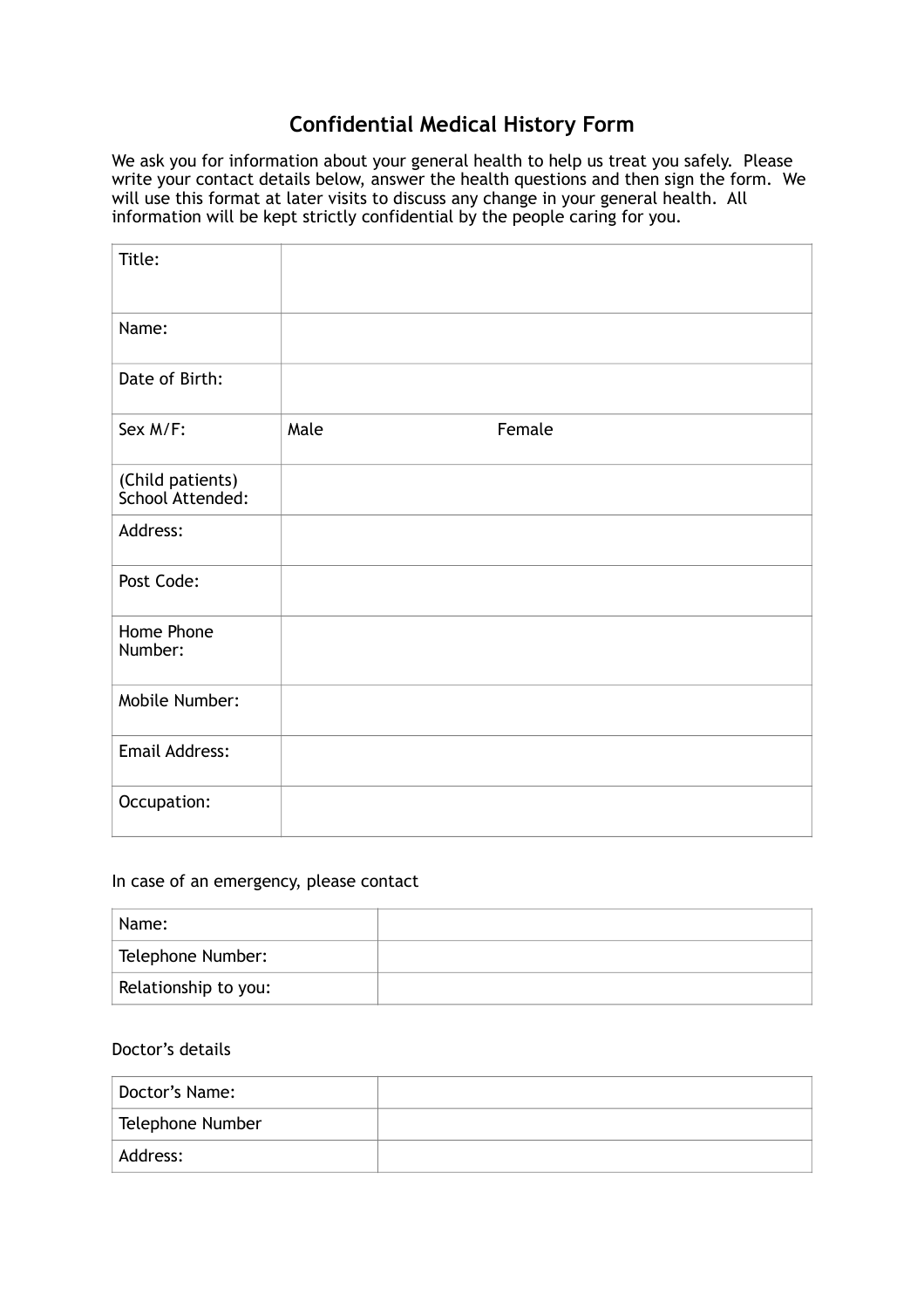# Confidential Medical History Form

We ask you for information about your general health to help us treat you safely. Please write your contact details below, answer the health questions and then sign the form. We will use this format at later visits to discuss any change in your general health. All information will be kept strictly confidential by the people caring for you.

| | | |
|---|---|---|
| Title: | | |
| Name: | | |
| Date of Birth: | | |
| Sex M/F: | Male | Female |
| (Child patients) School Attended: | | |
| Address: | | |
| Post Code: | | |
| Home Phone Number: | | |
| Mobile Number: | | |
| Email Address: | | |
| Occupation: | | |

In case of an emergency, please contact

| | |
|---|---|
| Name: | |
| Telephone Number: | |
| Relationship to you: | |

Doctor's details

| | |
|---|---|
| Doctor's Name: | |
| Telephone Number | |
| Address: | |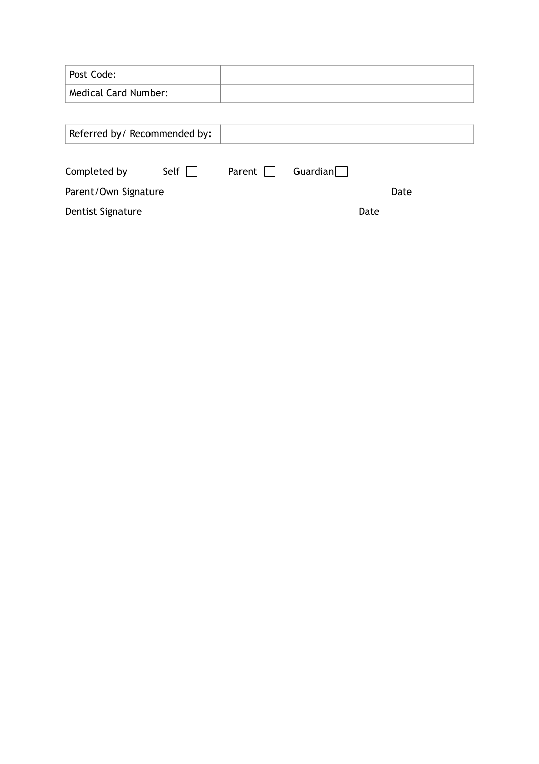| Post Code: | |
|---|---|
| Medical Card Number: | |

| Referred by/ Recommended by: | |
|---|---|

Completed by Self ☐ Parent ☐ Guardian ☐

Parent/Own Signature Date

Dentist Signature Date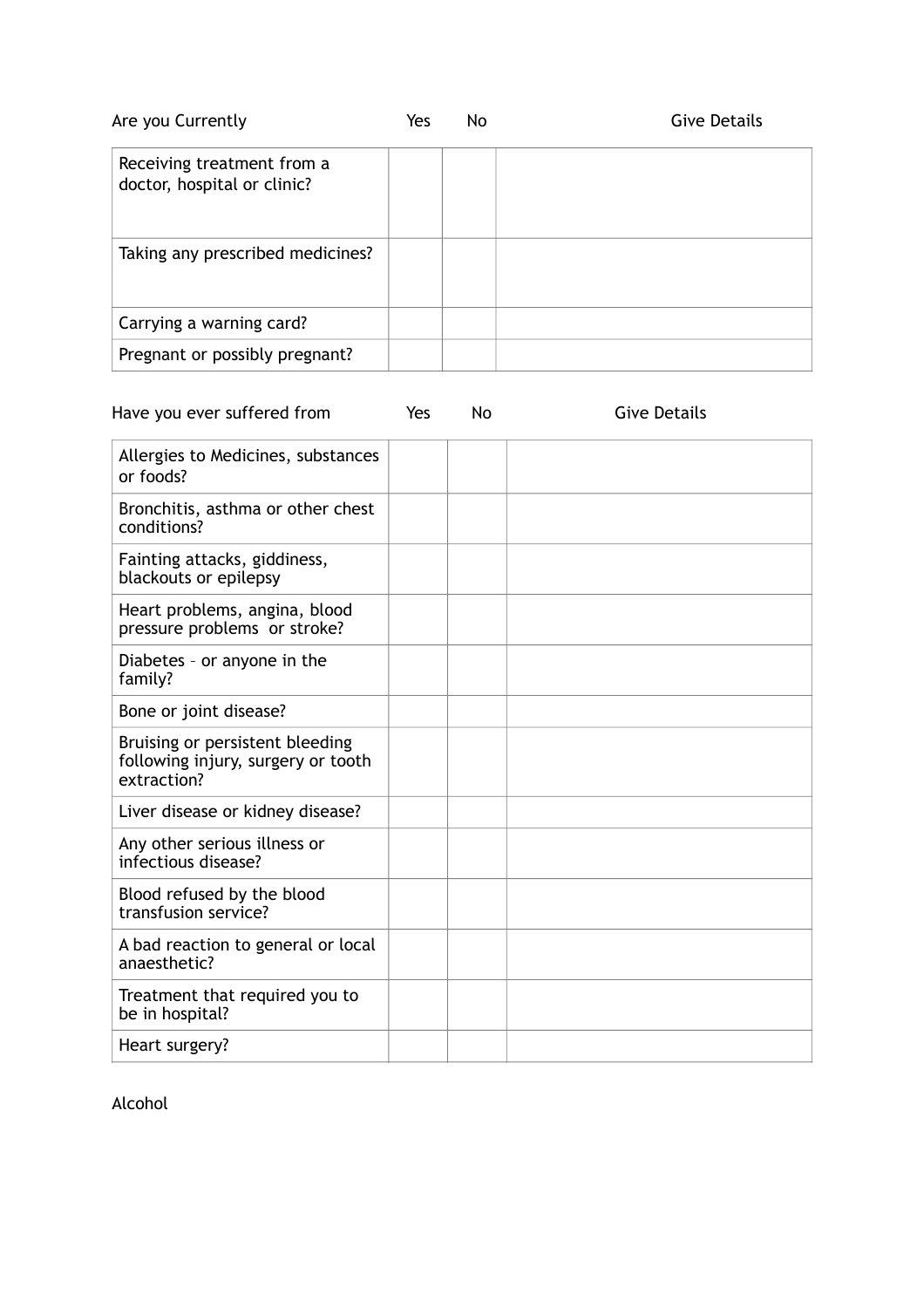| Are you Currently | Yes | No | Give Details |
| --- | --- | --- | --- |
| Receiving treatment from a doctor, hospital or clinic? | | | |
| Taking any prescribed medicines? | | | |
| Carrying a warning card? | | | |
| Pregnant or possibly pregnant? | | | |

| Have you ever suffered from | Yes | No | Give Details |
| --- | --- | --- | --- |
| Allergies to Medicines, substances or foods? | | | |
| Bronchitis, asthma or other chest conditions? | | | |
| Fainting attacks, giddiness, blackouts or epilepsy | | | |
| Heart problems, angina, blood pressure problems or stroke? | | | |
| Diabetes – or anyone in the family? | | | |
| Bone or joint disease? | | | |
| Bruising or persistent bleeding following injury, surgery or tooth extraction? | | | |
| Liver disease or kidney disease? | | | |
| Any other serious illness or infectious disease? | | | |
| Blood refused by the blood transfusion service? | | | |
| A bad reaction to general or local anaesthetic? | | | |
| Treatment that required you to be in hospital? | | | |
| Heart surgery? | | | |

Alcohol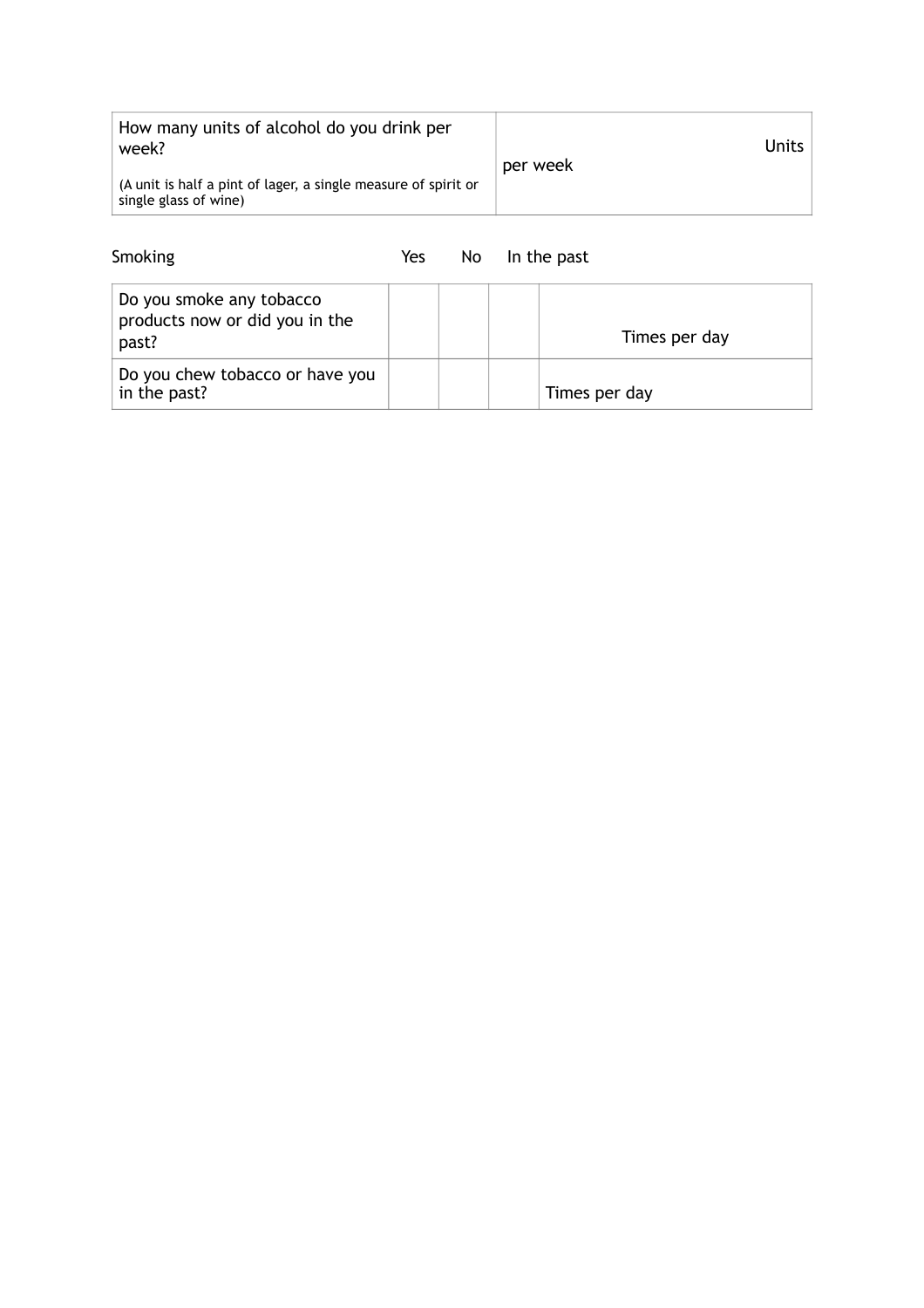| | |
|---|---|
| How many units of alcohol do you drink per week?<br><br>(A unit is half a pint of lager, a single measure of spirit or single glass of wine) | per week Units |

| Smoking | Yes | No | In the past | |
|---|---|---|---|---|
| Do you smoke any tobacco products now or did you in the past? | | | | Times per day |
| Do you chew tobacco or have you in the past? | | | | Times per day |